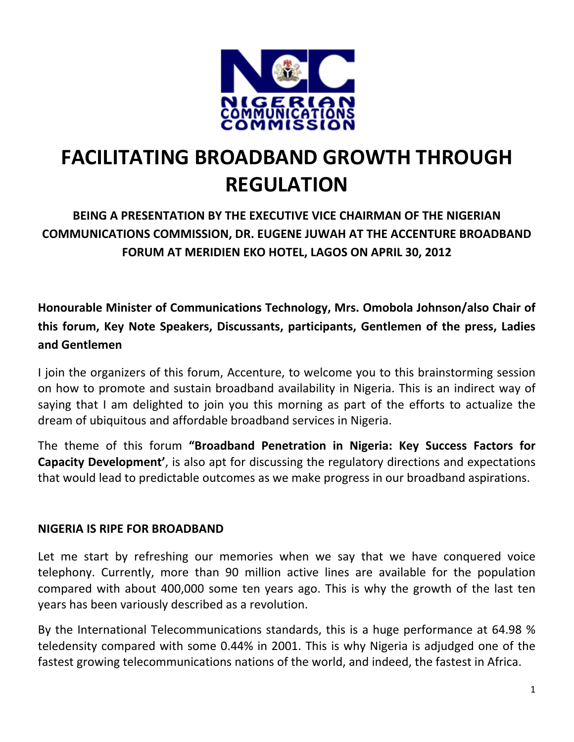NIGERIAN COMMUNICATIONS COMMISSION

# FACILITATING BROADBAND GROWTH THROUGH REGULATION

**BEING A PRESENTATION BY THE EXECUTIVE VICE CHAIRMAN OF THE NIGERIAN COMMUNICATIONS COMMISSION, DR. EUGENE JUWAH AT THE ACCENTURE BROADBAND FORUM AT MERIDIEN EKO HOTEL, LAGOS ON APRIL 30, 2012**

**Honourable Minister of Communications Technology, Mrs. Omobola Johnson/also Chair of this forum, Key Note Speakers, Discussants, participants, Gentlemen of the press, Ladies and Gentlemen**

I join the organizers of this forum, Accenture, to welcome you to this brainstorming session on how to promote and sustain broadband availability in Nigeria. This is an indirect way of saying that I am delighted to join you this morning as part of the efforts to actualize the dream of ubiquitous and affordable broadband services in Nigeria.

The theme of this forum **"Broadband Penetration in Nigeria: Key Success Factors for Capacity Development'**, is also apt for discussing the regulatory directions and expectations that would lead to predictable outcomes as we make progress in our broadband aspirations.

## NIGERIA IS RIPE FOR BROADBAND

Let me start by refreshing our memories when we say that we have conquered voice telephony. Currently, more than 90 million active lines are available for the population compared with about 400,000 some ten years ago. This is why the growth of the last ten years has been variously described as a revolution.

By the International Telecommunications standards, this is a huge performance at 64.98 % teledensity compared with some 0.44% in 2001. This is why Nigeria is adjudged one of the fastest growing telecommunications nations of the world, and indeed, the fastest in Africa.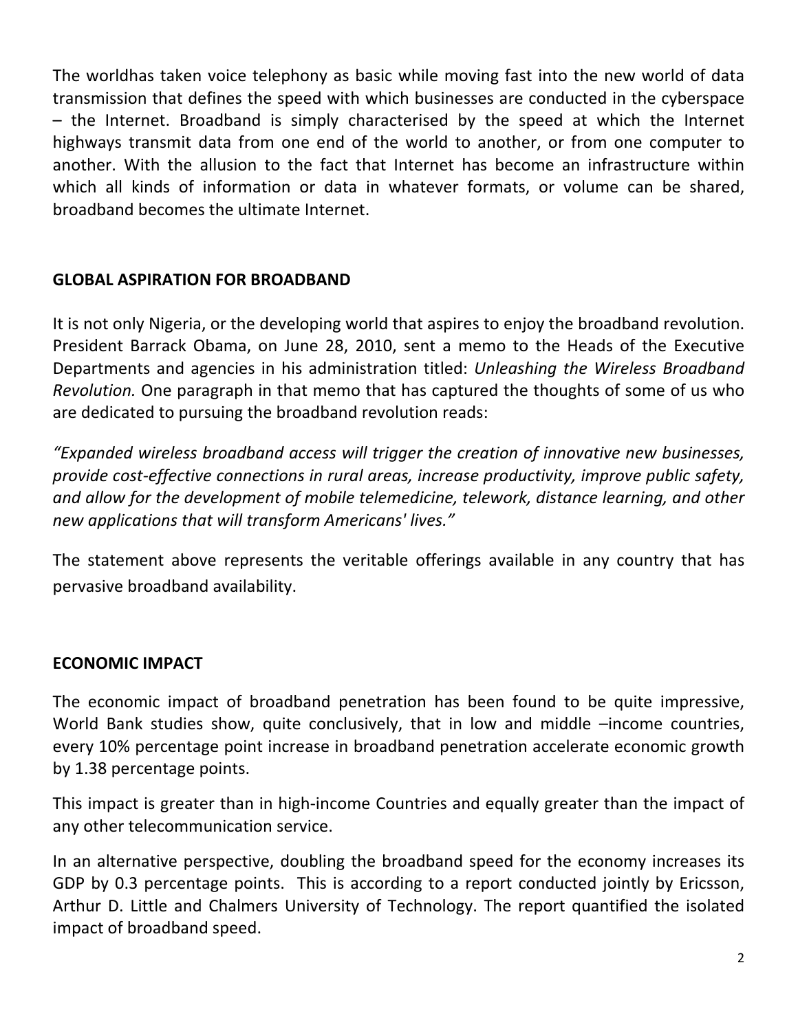The worldhas taken voice telephony as basic while moving fast into the new world of data transmission that defines the speed with which businesses are conducted in the cyberspace – the Internet. Broadband is simply characterised by the speed at which the Internet highways transmit data from one end of the world to another, or from one computer to another. With the allusion to the fact that Internet has become an infrastructure within which all kinds of information or data in whatever formats, or volume can be shared, broadband becomes the ultimate Internet.

## GLOBAL ASPIRATION FOR BROADBAND

It is not only Nigeria, or the developing world that aspires to enjoy the broadband revolution. President Barrack Obama, on June 28, 2010, sent a memo to the Heads of the Executive Departments and agencies in his administration titled: *Unleashing the Wireless Broadband Revolution.* One paragraph in that memo that has captured the thoughts of some of us who are dedicated to pursuing the broadband revolution reads:

*"Expanded wireless broadband access will trigger the creation of innovative new businesses, provide cost-effective connections in rural areas, increase productivity, improve public safety, and allow for the development of mobile telemedicine, telework, distance learning, and other new applications that will transform Americans' lives."*

The statement above represents the veritable offerings available in any country that has pervasive broadband availability.

## ECONOMIC IMPACT

The economic impact of broadband penetration has been found to be quite impressive, World Bank studies show, quite conclusively, that in low and middle –income countries, every 10% percentage point increase in broadband penetration accelerate economic growth by 1.38 percentage points.

This impact is greater than in high-income Countries and equally greater than the impact of any other telecommunication service.

In an alternative perspective, doubling the broadband speed for the economy increases its GDP by 0.3 percentage points. This is according to a report conducted jointly by Ericsson, Arthur D. Little and Chalmers University of Technology. The report quantified the isolated impact of broadband speed.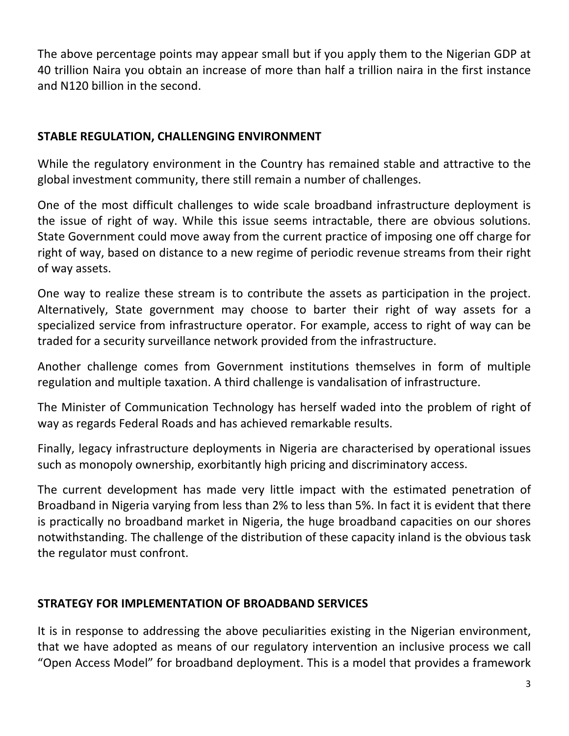The above percentage points may appear small but if you apply them to the Nigerian GDP at 40 trillion Naira you obtain an increase of more than half a trillion naira in the first instance and N120 billion in the second.

## STABLE REGULATION, CHALLENGING ENVIRONMENT

While the regulatory environment in the Country has remained stable and attractive to the global investment community, there still remain a number of challenges.

One of the most difficult challenges to wide scale broadband infrastructure deployment is the issue of right of way. While this issue seems intractable, there are obvious solutions. State Government could move away from the current practice of imposing one off charge for right of way, based on distance to a new regime of periodic revenue streams from their right of way assets.

One way to realize these stream is to contribute the assets as participation in the project. Alternatively, State government may choose to barter their right of way assets for a specialized service from infrastructure operator. For example, access to right of way can be traded for a security surveillance network provided from the infrastructure.

Another challenge comes from Government institutions themselves in form of multiple regulation and multiple taxation. A third challenge is vandalisation of infrastructure.

The Minister of Communication Technology has herself waded into the problem of right of way as regards Federal Roads and has achieved remarkable results.

Finally, legacy infrastructure deployments in Nigeria are characterised by operational issues such as monopoly ownership, exorbitantly high pricing and discriminatory access.

The current development has made very little impact with the estimated penetration of Broadband in Nigeria varying from less than 2% to less than 5%. In fact it is evident that there is practically no broadband market in Nigeria, the huge broadband capacities on our shores notwithstanding. The challenge of the distribution of these capacity inland is the obvious task the regulator must confront.

## STRATEGY FOR IMPLEMENTATION OF BROADBAND SERVICES

It is in response to addressing the above peculiarities existing in the Nigerian environment, that we have adopted as means of our regulatory intervention an inclusive process we call "Open Access Model" for broadband deployment. This is a model that provides a framework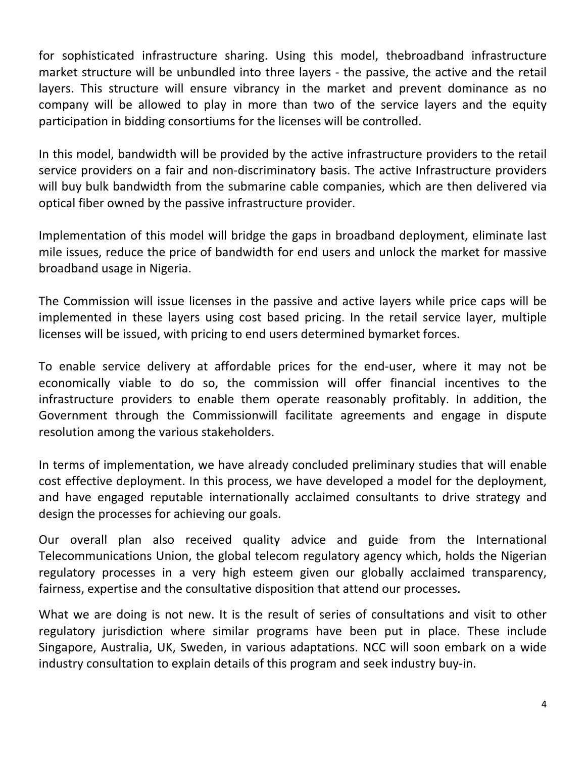for sophisticated infrastructure sharing. Using this model, thebroadband infrastructure market structure will be unbundled into three layers - the passive, the active and the retail layers. This structure will ensure vibrancy in the market and prevent dominance as no company will be allowed to play in more than two of the service layers and the equity participation in bidding consortiums for the licenses will be controlled.

In this model, bandwidth will be provided by the active infrastructure providers to the retail service providers on a fair and non-discriminatory basis. The active Infrastructure providers will buy bulk bandwidth from the submarine cable companies, which are then delivered via optical fiber owned by the passive infrastructure provider.

Implementation of this model will bridge the gaps in broadband deployment, eliminate last mile issues, reduce the price of bandwidth for end users and unlock the market for massive broadband usage in Nigeria.

The Commission will issue licenses in the passive and active layers while price caps will be implemented in these layers using cost based pricing. In the retail service layer, multiple licenses will be issued, with pricing to end users determined bymarket forces.

To enable service delivery at affordable prices for the end-user, where it may not be economically viable to do so, the commission will offer financial incentives to the infrastructure providers to enable them operate reasonably profitably. In addition, the Government through the Commissionwill facilitate agreements and engage in dispute resolution among the various stakeholders.

In terms of implementation, we have already concluded preliminary studies that will enable cost effective deployment. In this process, we have developed a model for the deployment, and have engaged reputable internationally acclaimed consultants to drive strategy and design the processes for achieving our goals.

Our overall plan also received quality advice and guide from the International Telecommunications Union, the global telecom regulatory agency which, holds the Nigerian regulatory processes in a very high esteem given our globally acclaimed transparency, fairness, expertise and the consultative disposition that attend our processes.

What we are doing is not new. It is the result of series of consultations and visit to other regulatory jurisdiction where similar programs have been put in place. These include Singapore, Australia, UK, Sweden, in various adaptations. NCC will soon embark on a wide industry consultation to explain details of this program and seek industry buy-in.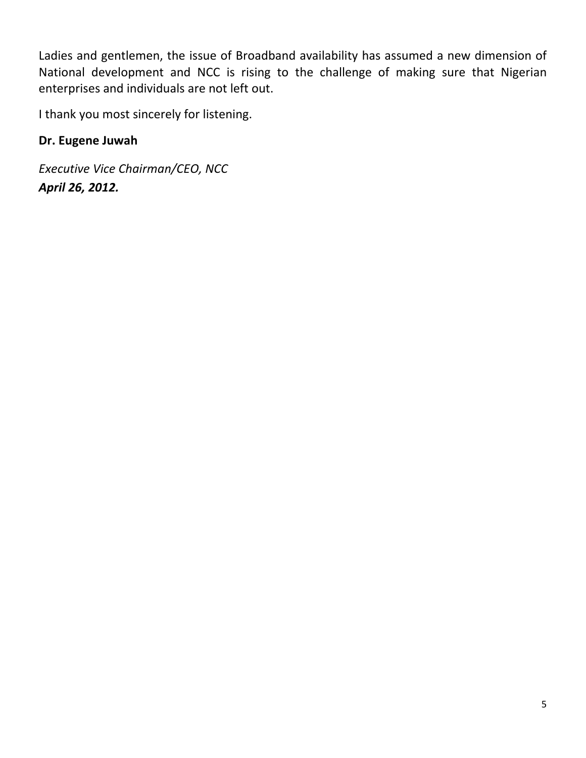Ladies and gentlemen, the issue of Broadband availability has assumed a new dimension of National development and NCC is rising to the challenge of making sure that Nigerian enterprises and individuals are not left out.

I thank you most sincerely for listening.

**Dr. Eugene Juwah**

*Executive Vice Chairman/CEO, NCC*
***April 26, 2012.***